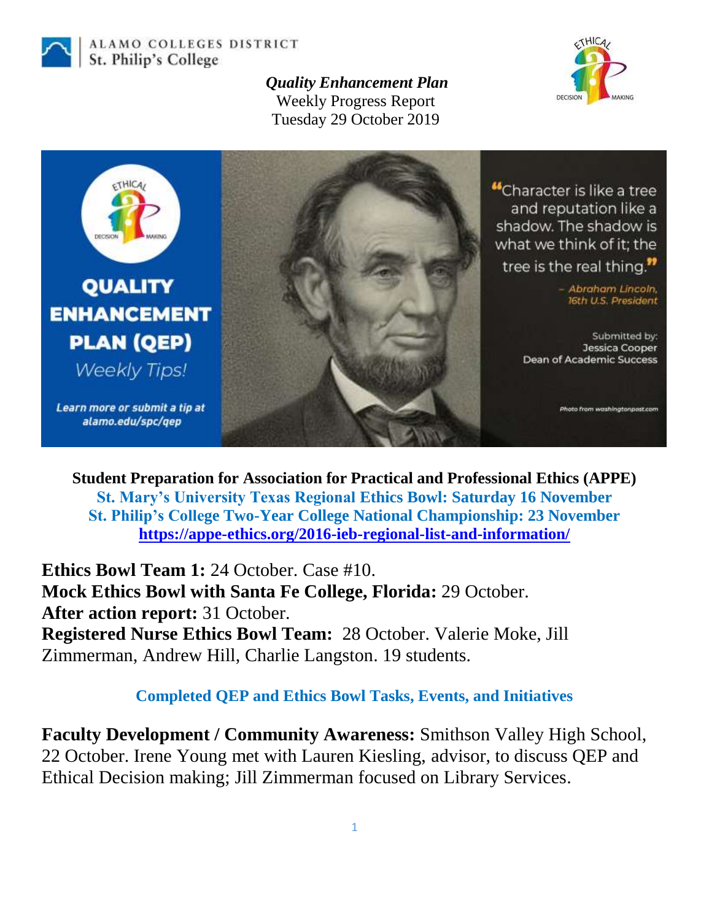ALAMO COLLEGES DISTRICT
St. Philip's College

***Quality Enhancement Plan***
Weekly Progress Report
Tuesday 29 October 2019

QUALITY ENHANCEMENT PLAN (QEP)
*Weekly Tips!*

Learn more or submit a tip at alamo.edu/spc/qep

"Character is like a tree and reputation like a shadow. The shadow is what we think of it; the tree is the real thing."
– *Abraham Lincoln, 16th U.S. President*

Submitted by:
Jessica Cooper
Dean of Academic Success

Photo from washingtonpost.com

**Student Preparation for Association for Practical and Professional Ethics (APPE)**
**St. Mary's University Texas Regional Ethics Bowl: Saturday 16 November**
**St. Philip's College Two-Year College National Championship: 23 November**
**https://appe-ethics.org/2016-ieb-regional-list-and-information/**

**Ethics Bowl Team 1:** 24 October. Case #10.
**Mock Ethics Bowl with Santa Fe College, Florida:** 29 October.
**After action report:** 31 October.
**Registered Nurse Ethics Bowl Team:** 28 October. Valerie Moke, Jill Zimmerman, Andrew Hill, Charlie Langston. 19 students.

## Completed QEP and Ethics Bowl Tasks, Events, and Initiatives

**Faculty Development / Community Awareness:** Smithson Valley High School, 22 October. Irene Young met with Lauren Kiesling, advisor, to discuss QEP and Ethical Decision making; Jill Zimmerman focused on Library Services.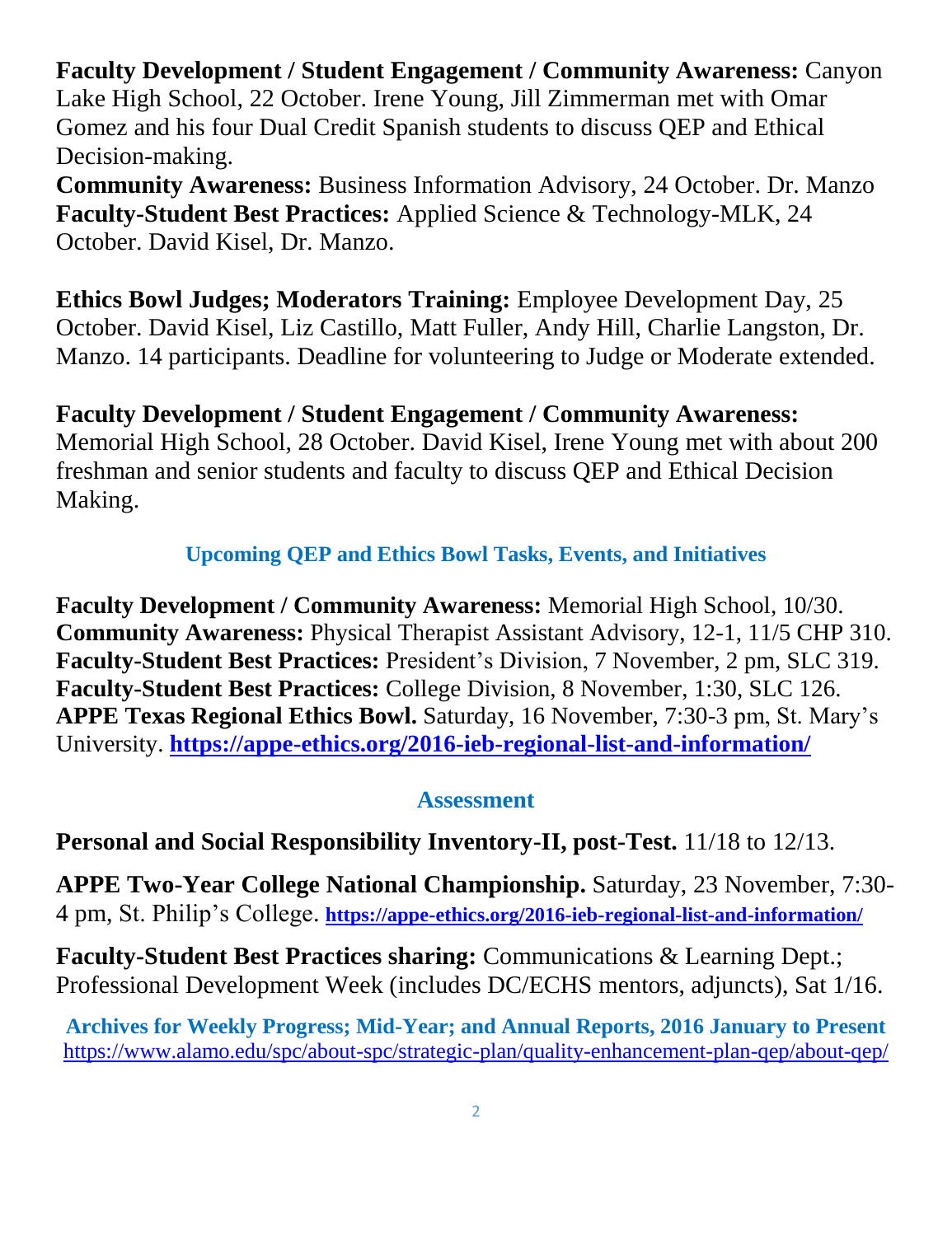**Faculty Development / Student Engagement / Community Awareness:** Canyon Lake High School, 22 October. Irene Young, Jill Zimmerman met with Omar Gomez and his four Dual Credit Spanish students to discuss QEP and Ethical Decision-making.

**Community Awareness:** Business Information Advisory, 24 October. Dr. Manzo

**Faculty-Student Best Practices:** Applied Science & Technology-MLK, 24 October. David Kisel, Dr. Manzo.

**Ethics Bowl Judges; Moderators Training:** Employee Development Day, 25 October. David Kisel, Liz Castillo, Matt Fuller, Andy Hill, Charlie Langston, Dr. Manzo. 14 participants. Deadline for volunteering to Judge or Moderate extended.

**Faculty Development / Student Engagement / Community Awareness:** Memorial High School, 28 October. David Kisel, Irene Young met with about 200 freshman and senior students and faculty to discuss QEP and Ethical Decision Making.

### Upcoming QEP and Ethics Bowl Tasks, Events, and Initiatives

**Faculty Development / Community Awareness:** Memorial High School, 10/30.

**Community Awareness:** Physical Therapist Assistant Advisory, 12-1, 11/5 CHP 310.

**Faculty-Student Best Practices:** President's Division, 7 November, 2 pm, SLC 319.

**Faculty-Student Best Practices:** College Division, 8 November, 1:30, SLC 126.

**APPE Texas Regional Ethics Bowl.** Saturday, 16 November, 7:30-3 pm, St. Mary's University. **https://appe-ethics.org/2016-ieb-regional-list-and-information/**

### Assessment

**Personal and Social Responsibility Inventory-II, post-Test.** 11/18 to 12/13.

**APPE Two-Year College National Championship.** Saturday, 23 November, 7:30-4 pm, St. Philip's College. **https://appe-ethics.org/2016-ieb-regional-list-and-information/**

**Faculty-Student Best Practices sharing:** Communications & Learning Dept.; Professional Development Week (includes DC/ECHS mentors, adjuncts), Sat 1/16.

**Archives for Weekly Progress; Mid-Year; and Annual Reports, 2016 January to Present**
https://www.alamo.edu/spc/about-spc/strategic-plan/quality-enhancement-plan-qep/about-qep/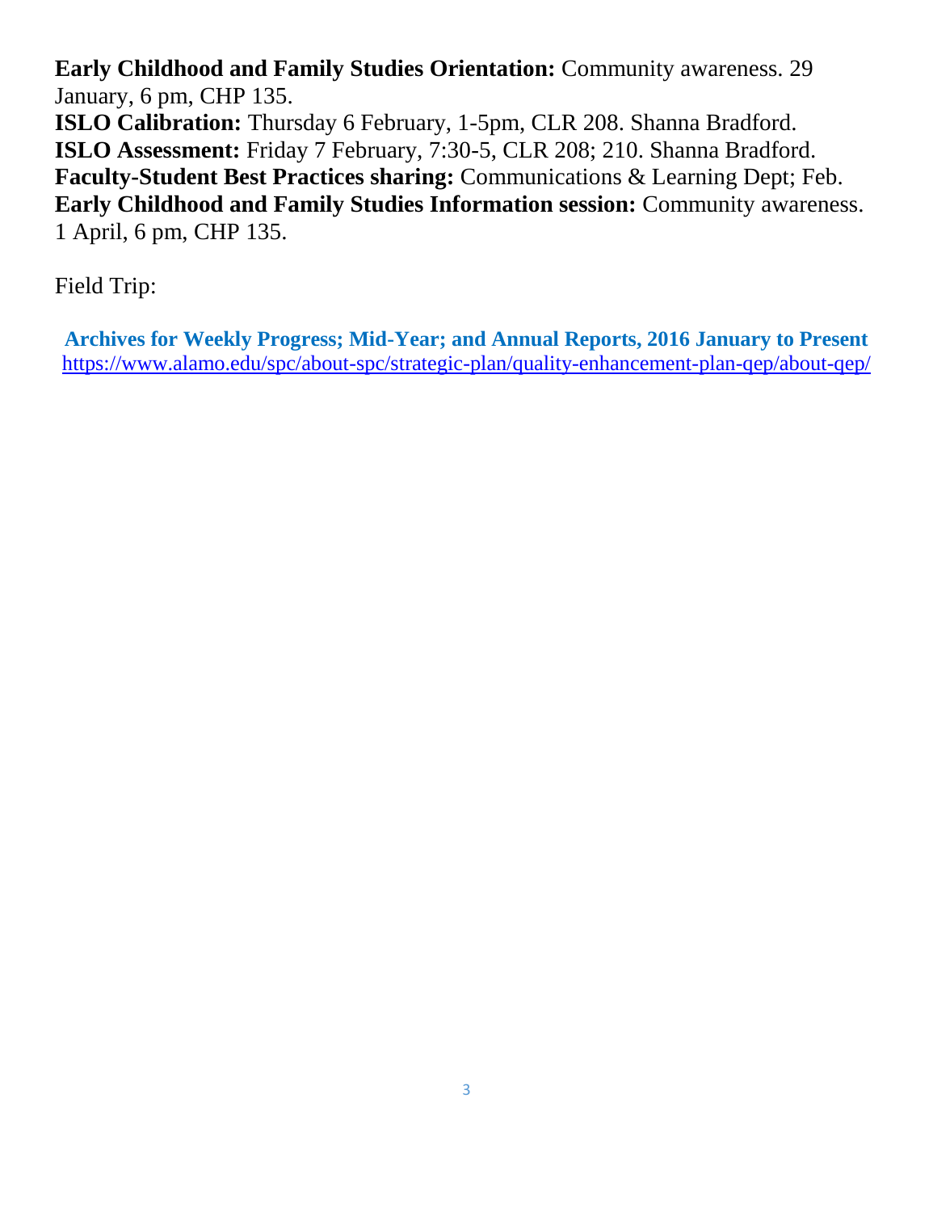**Early Childhood and Family Studies Orientation:** Community awareness. 29 January, 6 pm, CHP 135.
**ISLO Calibration:** Thursday 6 February, 1-5pm, CLR 208. Shanna Bradford.
**ISLO Assessment:** Friday 7 February, 7:30-5, CLR 208; 210. Shanna Bradford.
**Faculty-Student Best Practices sharing:** Communications & Learning Dept; Feb.
**Early Childhood and Family Studies Information session:** Community awareness. 1 April, 6 pm, CHP 135.

Field Trip:

**Archives for Weekly Progress; Mid-Year; and Annual Reports, 2016 January to Present**
https://www.alamo.edu/spc/about-spc/strategic-plan/quality-enhancement-plan-qep/about-qep/